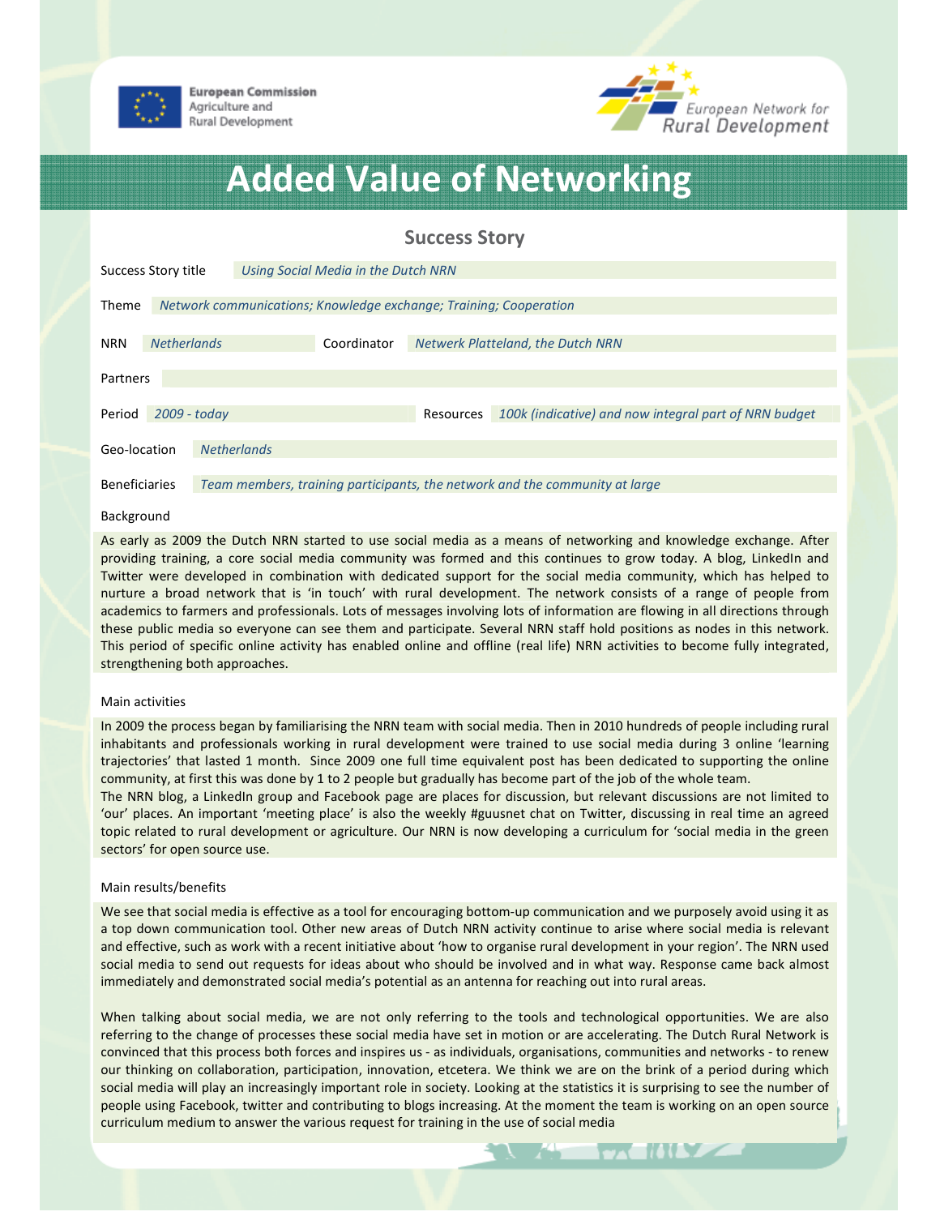European Commission
Agriculture and
Rural Development

European Network for
Rural Development

# Added Value of Networking

## Success Story

| | |
|---|---|
| Success Story title | *Using Social Media in the Dutch NRN* |
| Theme | *Network communications; Knowledge exchange; Training; Cooperation* |
| NRN | *Netherlands* |
| Coordinator | *Netwerk Platteland, the Dutch NRN* |
| Partners | |
| Period | *2009 - today* |
| Resources | *100k (indicative) and now integral part of NRN budget* |
| Geo-location | *Netherlands* |
| Beneficiaries | *Team members, training participants, the network and the community at large* |

### Background

As early as 2009 the Dutch NRN started to use social media as a means of networking and knowledge exchange. After providing training, a core social media community was formed and this continues to grow today. A blog, LinkedIn and Twitter were developed in combination with dedicated support for the social media community, which has helped to nurture a broad network that is 'in touch' with rural development. The network consists of a range of people from academics to farmers and professionals. Lots of messages involving lots of information are flowing in all directions through these public media so everyone can see them and participate. Several NRN staff hold positions as nodes in this network. This period of specific online activity has enabled online and offline (real life) NRN activities to become fully integrated, strengthening both approaches.

### Main activities

In 2009 the process began by familiarising the NRN team with social media. Then in 2010 hundreds of people including rural inhabitants and professionals working in rural development were trained to use social media during 3 online 'learning trajectories' that lasted 1 month. Since 2009 one full time equivalent post has been dedicated to supporting the online community, at first this was done by 1 to 2 people but gradually has become part of the job of the whole team.

The NRN blog, a LinkedIn group and Facebook page are places for discussion, but relevant discussions are not limited to 'our' places. An important 'meeting place' is also the weekly #guusnet chat on Twitter, discussing in real time an agreed topic related to rural development or agriculture. Our NRN is now developing a curriculum for 'social media in the green sectors' for open source use.

### Main results/benefits

We see that social media is effective as a tool for encouraging bottom-up communication and we purposely avoid using it as a top down communication tool. Other new areas of Dutch NRN activity continue to arise where social media is relevant and effective, such as work with a recent initiative about 'how to organise rural development in your region'. The NRN used social media to send out requests for ideas about who should be involved and in what way. Response came back almost immediately and demonstrated social media's potential as an antenna for reaching out into rural areas.

When talking about social media, we are not only referring to the tools and technological opportunities. We are also referring to the change of processes these social media have set in motion or are accelerating. The Dutch Rural Network is convinced that this process both forces and inspires us - as individuals, organisations, communities and networks - to renew our thinking on collaboration, participation, innovation, etcetera. We think we are on the brink of a period during which social media will play an increasingly important role in society. Looking at the statistics it is surprising to see the number of people using Facebook, twitter and contributing to blogs increasing. At the moment the team is working on an open source curriculum medium to answer the various request for training in the use of social media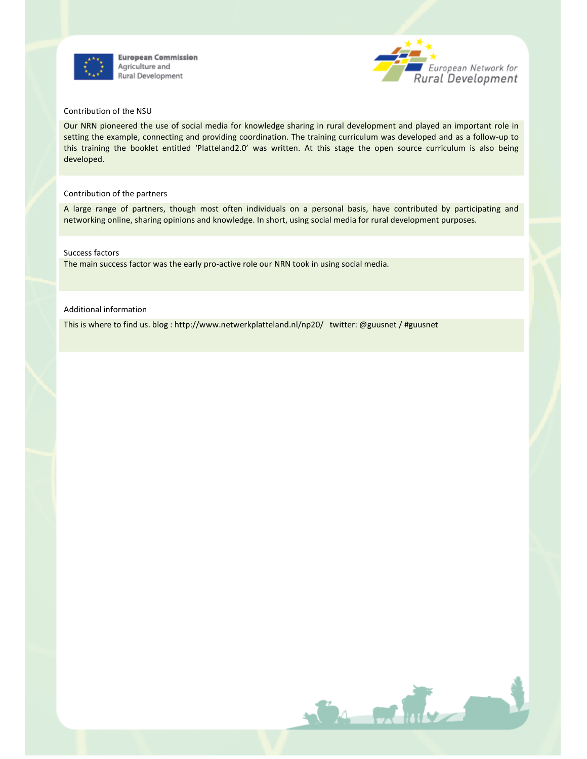### Contribution of the NSU

Our NRN pioneered the use of social media for knowledge sharing in rural development and played an important role in setting the example, connecting and providing coordination. The training curriculum was developed and as a follow-up to this training the booklet entitled 'Platteland2.0' was written. At this stage the open source curriculum is also being developed.

### Contribution of the partners

A large range of partners, though most often individuals on a personal basis, have contributed by participating and networking online, sharing opinions and knowledge. In short, using social media for rural development purposes.

### Success factors

The main success factor was the early pro-active role our NRN took in using social media.

### Additional information

This is where to find us. blog : http://www.netwerkplatteland.nl/np20/   twitter: @guusnet / #guusnet